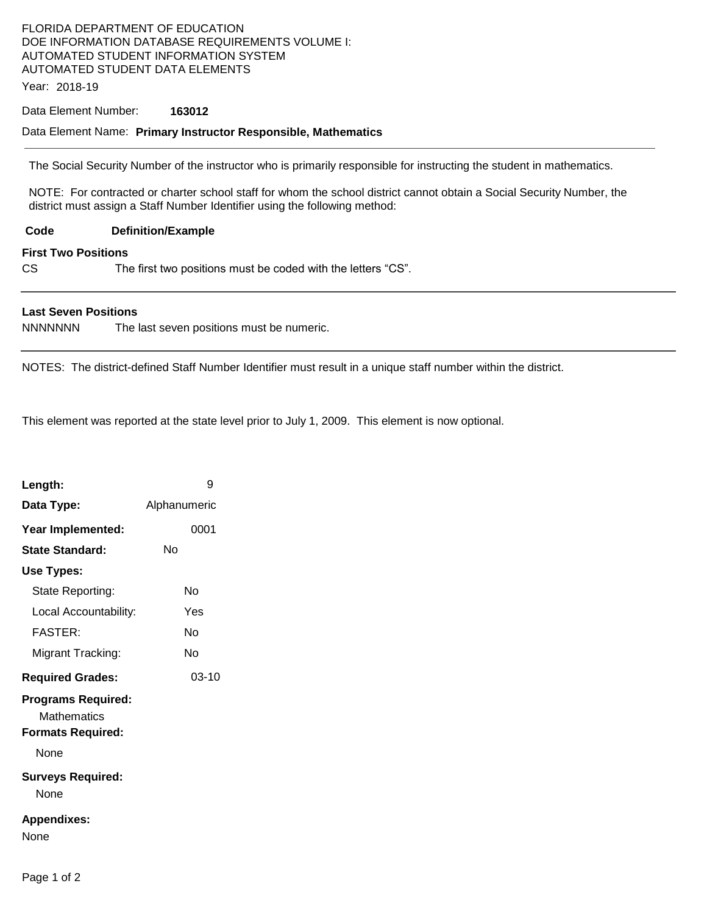FLORIDA DEPARTMENT OF EDUCATION
DOE INFORMATION DATABASE REQUIREMENTS VOLUME I:
AUTOMATED STUDENT INFORMATION SYSTEM
AUTOMATED STUDENT DATA ELEMENTS

Year: 2018-19

Data Element Number: **163012**

Data Element Name: **Primary Instructor Responsible, Mathematics**

---

The Social Security Number of the instructor who is primarily responsible for instructing the student in mathematics.

NOTE: For contracted or charter school staff for whom the school district cannot obtain a Social Security Number, the district must assign a Staff Number Identifier using the following method:

| Code | Definition/Example |
|---|---|
| **First Two Positions** | |
| CS | The first two positions must be coded with the letters "CS". |
| **Last Seven Positions** | |
| NNNNNNN | The last seven positions must be numeric. |

NOTES: The district-defined Staff Number Identifier must result in a unique staff number within the district.

This element was reported at the state level prior to July 1, 2009. This element is now optional.

**Length:** 9

**Data Type:** Alphanumeric

**Year Implemented:** 0001

**State Standard:** No

**Use Types:**

- State Reporting: No
- Local Accountability: Yes
- FASTER: No
- Migrant Tracking: No

**Required Grades:** 03-10

**Programs Required:**

Mathematics

**Formats Required:**

None

**Surveys Required:**

None

**Appendixes:**

None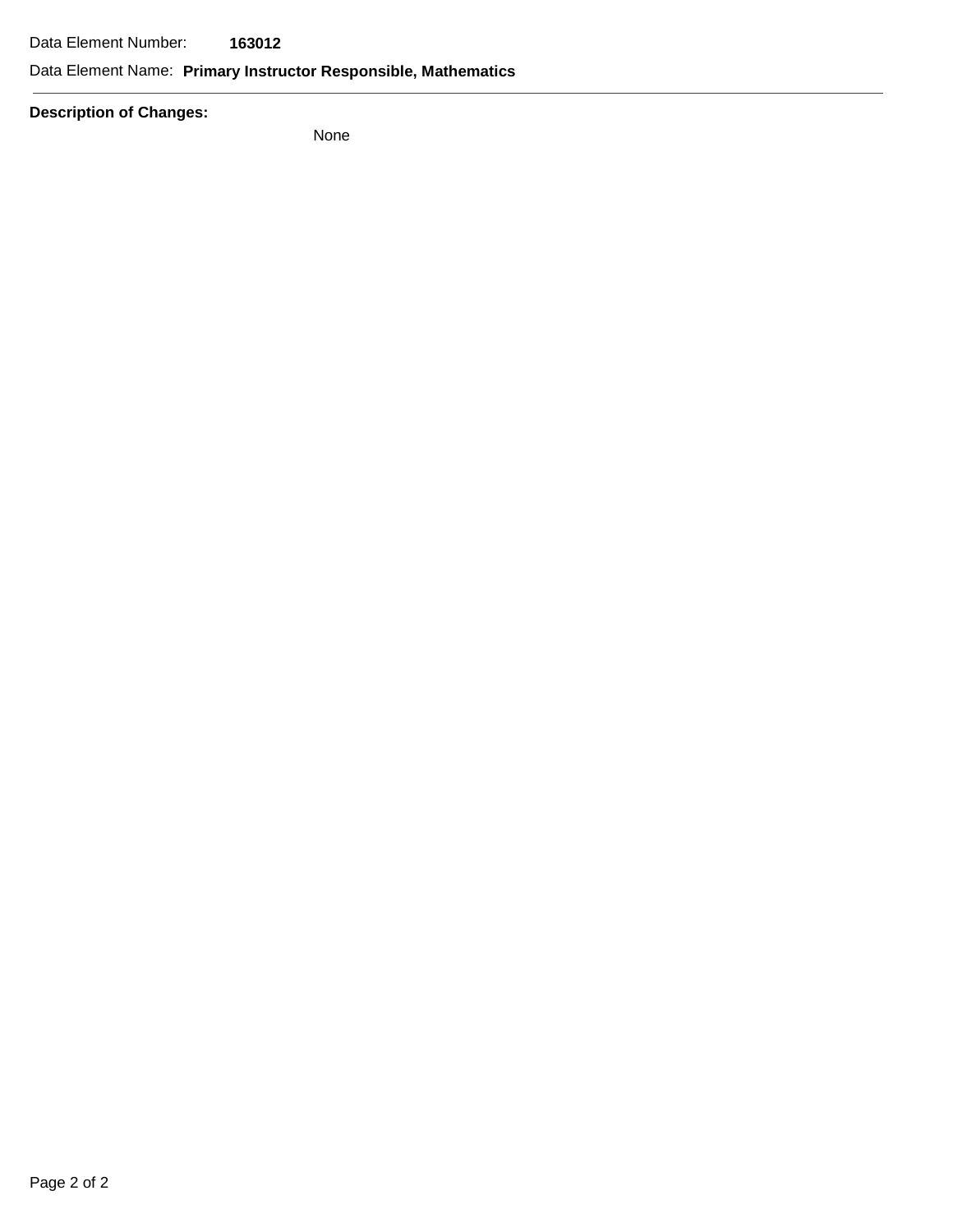Data Element Number: **163012**

Data Element Name: **Primary Instructor Responsible, Mathematics**

---

**Description of Changes:**

None